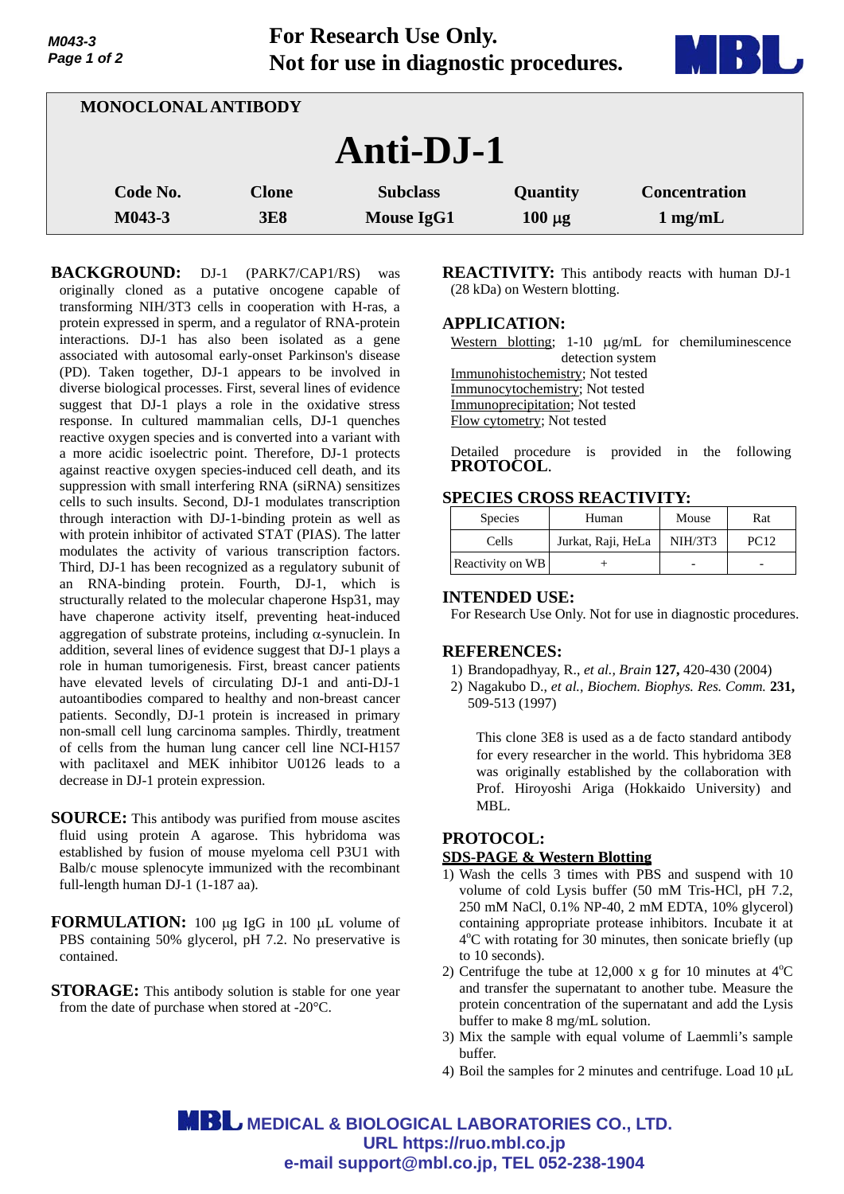For Research Use Only.
Not for use in diagnostic procedures.

MONOCLONAL ANTIBODY

# Anti-DJ-1

| Code No. | Clone | Subclass | Quantity | Concentration |
|---|---|---|---|---|
| M043-3 | 3E8 | Mouse IgG1 | 100 µg | 1 mg/mL |

**BACKGROUND:** DJ-1 (PARK7/CAP1/RS) was originally cloned as a putative oncogene capable of transforming NIH/3T3 cells in cooperation with H-ras, a protein expressed in sperm, and a regulator of RNA-protein interactions. DJ-1 has also been isolated as a gene associated with autosomal early-onset Parkinson's disease (PD). Taken together, DJ-1 appears to be involved in diverse biological processes. First, several lines of evidence suggest that DJ-1 plays a role in the oxidative stress response. In cultured mammalian cells, DJ-1 quenches reactive oxygen species and is converted into a variant with a more acidic isoelectric point. Therefore, DJ-1 protects against reactive oxygen species-induced cell death, and its suppression with small interfering RNA (siRNA) sensitizes cells to such insults. Second, DJ-1 modulates transcription through interaction with DJ-1-binding protein as well as with protein inhibitor of activated STAT (PIAS). The latter modulates the activity of various transcription factors. Third, DJ-1 has been recognized as a regulatory subunit of an RNA-binding protein. Fourth, DJ-1, which is structurally related to the molecular chaperone Hsp31, may have chaperone activity itself, preventing heat-induced aggregation of substrate proteins, including α-synuclein. In addition, several lines of evidence suggest that DJ-1 plays a role in human tumorigenesis. First, breast cancer patients have elevated levels of circulating DJ-1 and anti-DJ-1 autoantibodies compared to healthy and non-breast cancer patients. Secondly, DJ-1 protein is increased in primary non-small cell lung carcinoma samples. Thirdly, treatment of cells from the human lung cancer cell line NCI-H157 with paclitaxel and MEK inhibitor U0126 leads to a decrease in DJ-1 protein expression.

**SOURCE:** This antibody was purified from mouse ascites fluid using protein A agarose. This hybridoma was established by fusion of mouse myeloma cell P3U1 with Balb/c mouse splenocyte immunized with the recombinant full-length human DJ-1 (1-187 aa).

**FORMULATION:** 100 µg IgG in 100 µL volume of PBS containing 50% glycerol, pH 7.2. No preservative is contained.

**STORAGE:** This antibody solution is stable for one year from the date of purchase when stored at -20°C.

**REACTIVITY:** This antibody reacts with human DJ-1 (28 kDa) on Western blotting.

**APPLICATION:**

Western blotting; 1-10 µg/mL for chemiluminescence detection system
Immunohistochemistry; Not tested
Immunocytochemistry; Not tested
Immunoprecipitation; Not tested
Flow cytometry; Not tested

Detailed procedure is provided in the following **PROTOCOL**.

**SPECIES CROSS REACTIVITY:**

| Species | Human | Mouse | Rat |
|---|---|---|---|
| Cells | Jurkat, Raji, HeLa | NIH/3T3 | PC12 |
| Reactivity on WB | + | - | - |

**INTENDED USE:**
For Research Use Only. Not for use in diagnostic procedures.

**REFERENCES:**

1) Brandopadhyay, R., *et al., Brain* **127,** 420-430 (2004)
2) Nagakubo D., *et al., Biochem. Biophys. Res. Comm.* **231,** 509-513 (1997)

This clone 3E8 is used as a de facto standard antibody for every researcher in the world. This hybridoma 3E8 was originally established by the collaboration with Prof. Hiroyoshi Ariga (Hokkaido University) and MBL.

**PROTOCOL:**

**SDS-PAGE & Western Blotting**

1) Wash the cells 3 times with PBS and suspend with 10 volume of cold Lysis buffer (50 mM Tris-HCl, pH 7.2, 250 mM NaCl, 0.1% NP-40, 2 mM EDTA, 10% glycerol) containing appropriate protease inhibitors. Incubate it at 4°C with rotating for 30 minutes, then sonicate briefly (up to 10 seconds).
2) Centrifuge the tube at 12,000 x g for 10 minutes at 4°C and transfer the supernatant to another tube. Measure the protein concentration of the supernatant and add the Lysis buffer to make 8 mg/mL solution.
3) Mix the sample with equal volume of Laemmli's sample buffer.
4) Boil the samples for 2 minutes and centrifuge. Load 10 µL

MEDICAL & BIOLOGICAL LABORATORIES CO., LTD.
URL https://ruo.mbl.co.jp
e-mail support@mbl.co.jp, TEL 052-238-1904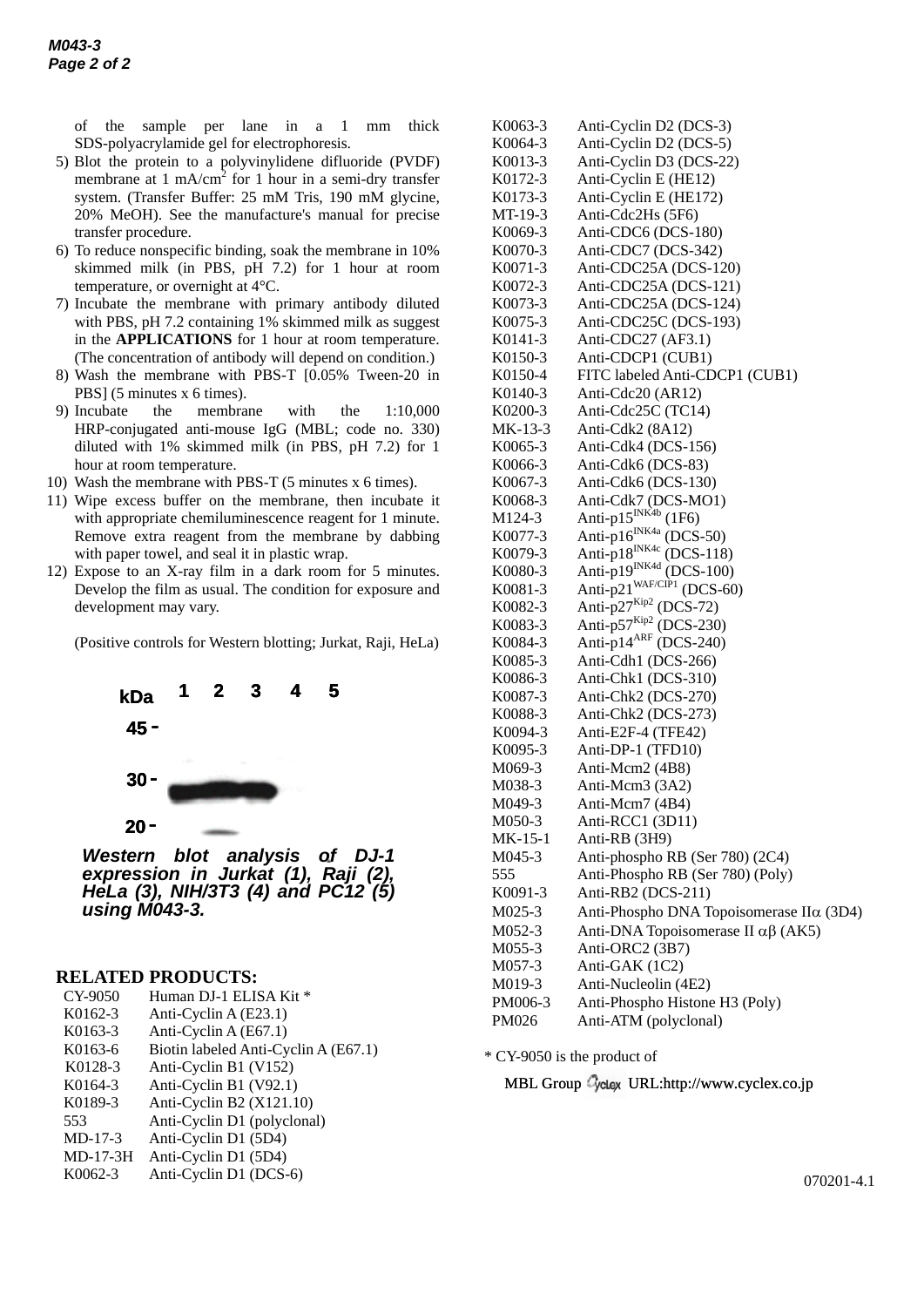of the sample per lane in a 1 mm thick SDS-polyacrylamide gel for electrophoresis.

5) Blot the protein to a polyvinylidene difluoride (PVDF) membrane at 1 mA/$cm^2$ for 1 hour in a semi-dry transfer system. (Transfer Buffer: 25 mM Tris, 190 mM glycine, 20% MeOH). See the manufacture's manual for precise transfer procedure.
6) To reduce nonspecific binding, soak the membrane in 10% skimmed milk (in PBS, pH 7.2) for 1 hour at room temperature, or overnight at 4°C.
7) Incubate the membrane with primary antibody diluted with PBS, pH 7.2 containing 1% skimmed milk as suggest in the **APPLICATIONS** for 1 hour at room temperature. (The concentration of antibody will depend on condition.)
8) Wash the membrane with PBS-T [0.05% Tween-20 in PBS] (5 minutes x 6 times).
9) Incubate the membrane with the 1:10,000 HRP-conjugated anti-mouse IgG (MBL; code no. 330) diluted with 1% skimmed milk (in PBS, pH 7.2) for 1 hour at room temperature.
10) Wash the membrane with PBS-T (5 minutes x 6 times).
11) Wipe excess buffer on the membrane, then incubate it with appropriate chemiluminescence reagent for 1 minute. Remove extra reagent from the membrane by dabbing with paper towel, and seal it in plastic wrap.
12) Expose to an X-ray film in a dark room for 5 minutes. Develop the film as usual. The condition for exposure and development may vary.

(Positive controls for Western blotting; Jurkat, Raji, HeLa)

kDa 1 2 3 4 5

45 -

30 -

20 -

***Western blot analysis of DJ-1 expression in Jurkat (1), Raji (2), HeLa (3), NIH/3T3 (4) and PC12 (5) using M043-3.***

## RELATED PRODUCTS:

| | |
|---|---|
| CY-9050 | Human DJ-1 ELISA Kit * |
| K0162-3 | Anti-Cyclin A (E23.1) |
| K0163-3 | Anti-Cyclin A (E67.1) |
| K0163-6 | Biotin labeled Anti-Cyclin A (E67.1) |
| K0128-3 | Anti-Cyclin B1 (V152) |
| K0164-3 | Anti-Cyclin B1 (V92.1) |
| K0189-3 | Anti-Cyclin B2 (X121.10) |
| 553 | Anti-Cyclin D1 (polyclonal) |
| MD-17-3 | Anti-Cyclin D1 (5D4) |
| MD-17-3H | Anti-Cyclin D1 (5D4) |
| K0062-3 | Anti-Cyclin D1 (DCS-6) |
| K0063-3 | Anti-Cyclin D2 (DCS-3) |
| K0064-3 | Anti-Cyclin D2 (DCS-5) |
| K0013-3 | Anti-Cyclin D3 (DCS-22) |
| K0172-3 | Anti-Cyclin E (HE12) |
| K0173-3 | Anti-Cyclin E (HE172) |
| MT-19-3 | Anti-Cdc2Hs (5F6) |
| K0069-3 | Anti-CDC6 (DCS-180) |
| K0070-3 | Anti-CDC7 (DCS-342) |
| K0071-3 | Anti-CDC25A (DCS-120) |
| K0072-3 | Anti-CDC25A (DCS-121) |
| K0073-3 | Anti-CDC25A (DCS-124) |
| K0075-3 | Anti-CDC25C (DCS-193) |
| K0141-3 | Anti-CDC27 (AF3.1) |
| K0150-3 | Anti-CDCP1 (CUB1) |
| K0150-4 | FITC labeled Anti-CDCP1 (CUB1) |
| K0140-3 | Anti-Cdc20 (AR12) |
| K0200-3 | Anti-Cdc25C (TC14) |
| MK-13-3 | Anti-Cdk2 (8A12) |
| K0065-3 | Anti-Cdk4 (DCS-156) |
| K0066-3 | Anti-Cdk6 (DCS-83) |
| K0067-3 | Anti-Cdk6 (DCS-130) |
| K0068-3 | Anti-Cdk7 (DCS-MO1) |
| M124-3 | Anti-p15$^{INK4b}$ (1F6) |
| K0077-3 | Anti-p16$^{INK4a}$ (DCS-50) |
| K0079-3 | Anti-p18$^{INK4c}$ (DCS-118) |
| K0080-3 | Anti-p19$^{INK4d}$ (DCS-100) |
| K0081-3 | Anti-p21$^{WAF/CIP1}$ (DCS-60) |
| K0082-3 | Anti-p27$^{Kip2}$ (DCS-72) |
| K0083-3 | Anti-p57$^{Kip2}$ (DCS-230) |
| K0084-3 | Anti-p14$^{ARF}$ (DCS-240) |
| K0085-3 | Anti-Cdh1 (DCS-266) |
| K0086-3 | Anti-Chk1 (DCS-310) |
| K0087-3 | Anti-Chk2 (DCS-270) |
| K0088-3 | Anti-Chk2 (DCS-273) |
| K0094-3 | Anti-E2F-4 (TFE42) |
| K0095-3 | Anti-DP-1 (TFD10) |
| M069-3 | Anti-Mcm2 (4B8) |
| M038-3 | Anti-Mcm3 (3A2) |
| M049-3 | Anti-Mcm7 (4B4) |
| M050-3 | Anti-RCC1 (3D11) |
| MK-15-1 | Anti-RB (3H9) |
| M045-3 | Anti-phospho RB (Ser 780) (2C4) |
| 555 | Anti-Phospho RB (Ser 780) (Poly) |
| K0091-3 | Anti-RB2 (DCS-211) |
| M025-3 | Anti-Phospho DNA Topoisomerase II$\alpha$ (3D4) |
| M052-3 | Anti-DNA Topoisomerase II $\alpha\beta$ (AK5) |
| M055-3 | Anti-ORC2 (3B7) |
| M057-3 | Anti-GAK (1C2) |
| M019-3 | Anti-Nucleolin (4E2) |
| PM006-3 | Anti-Phospho Histone H3 (Poly) |
| PM026 | Anti-ATM (polyclonal) |

* CY-9050 is the product of

MBL Group CycLex URL:http://www.cyclex.co.jp

070201-4.1